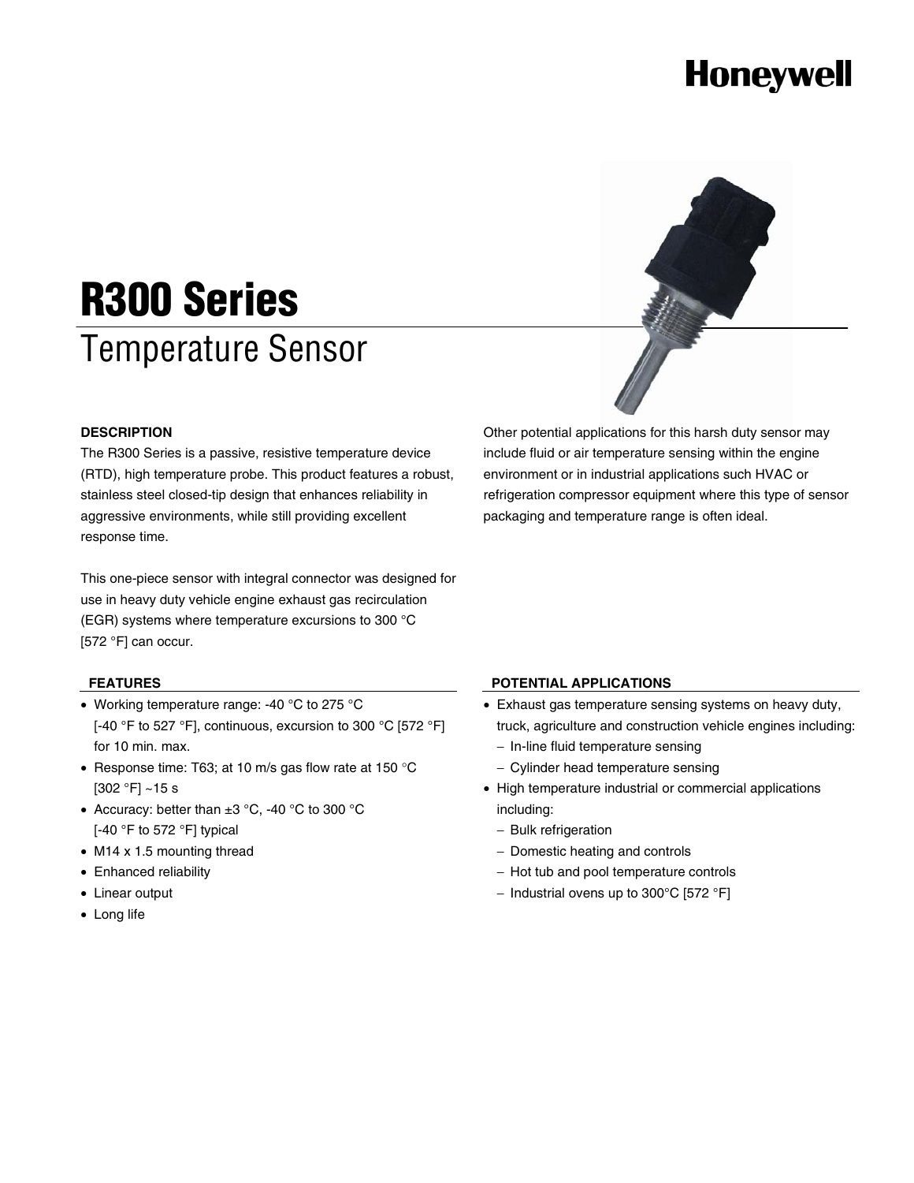Honeywell

# R300 Series

## Temperature Sensor

### DESCRIPTION

The R300 Series is a passive, resistive temperature device (RTD), high temperature probe. This product features a robust, stainless steel closed-tip design that enhances reliability in aggressive environments, while still providing excellent response time.

This one-piece sensor with integral connector was designed for use in heavy duty vehicle engine exhaust gas recirculation (EGR) systems where temperature excursions to 300 °C [572 °F] can occur.

Other potential applications for this harsh duty sensor may include fluid or air temperature sensing within the engine environment or in industrial applications such HVAC or refrigeration compressor equipment where this type of sensor packaging and temperature range is often ideal.

### FEATURES

- Working temperature range: -40 °C to 275 °C [-40 °F to 527 °F], continuous, excursion to 300 °C [572 °F] for 10 min. max.
- Response time: T63; at 10 m/s gas flow rate at 150 °C [302 °F] ~15 s
- Accuracy: better than ±3 °C, -40 °C to 300 °C [-40 °F to 572 °F] typical
- M14 x 1.5 mounting thread
- Enhanced reliability
- Linear output
- Long life

### POTENTIAL APPLICATIONS

- Exhaust gas temperature sensing systems on heavy duty, truck, agriculture and construction vehicle engines including:
  - In-line fluid temperature sensing
  - Cylinder head temperature sensing
- High temperature industrial or commercial applications including:
  - Bulk refrigeration
  - Domestic heating and controls
  - Hot tub and pool temperature controls
  - Industrial ovens up to 300°C [572 °F]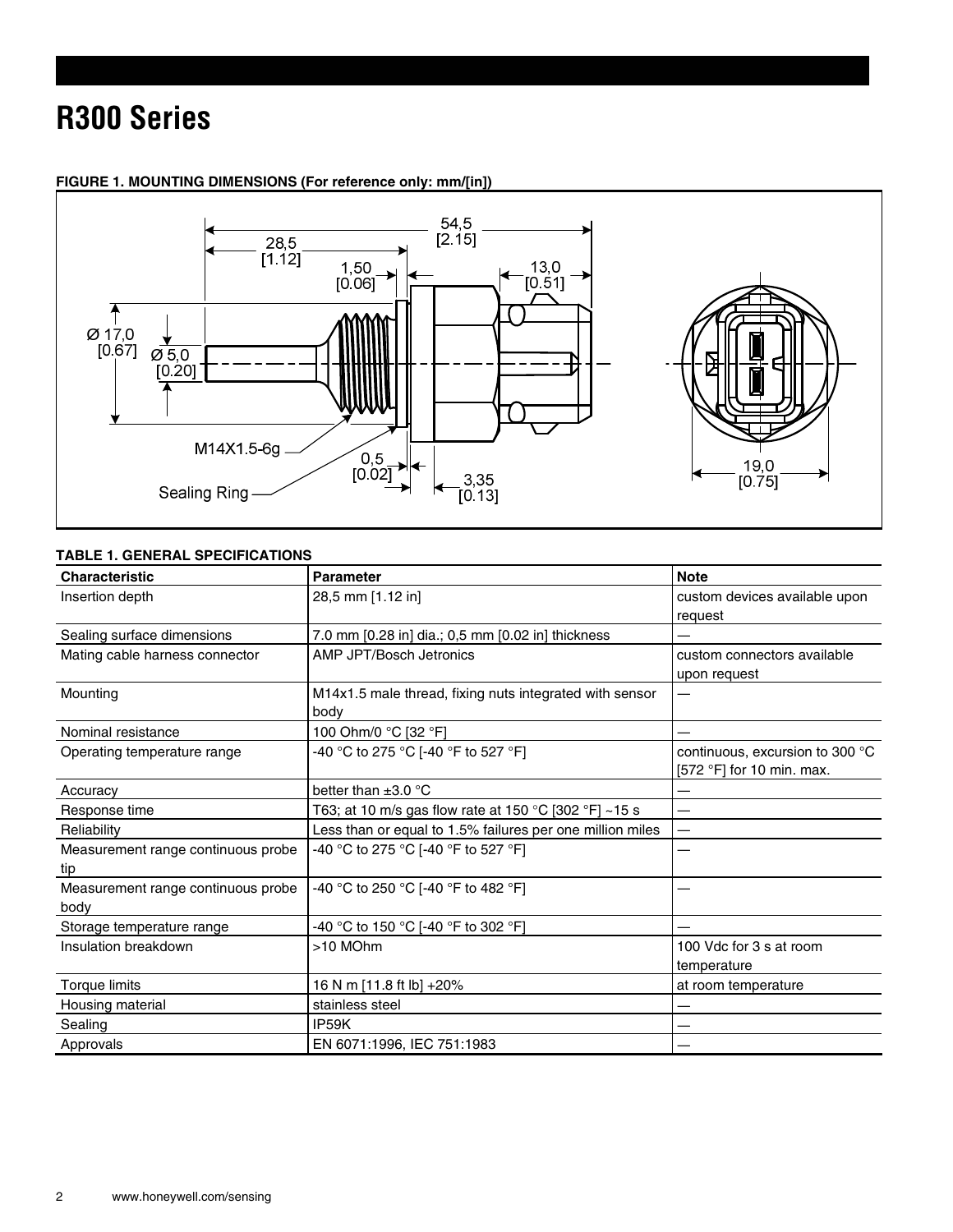# R300 Series

**FIGURE 1. MOUNTING DIMENSIONS (For reference only: mm/[in])**

**TABLE 1. GENERAL SPECIFICATIONS**

| Characteristic | Parameter | Note |
|---|---|---|
| Insertion depth | 28,5 mm [1.12 in] | custom devices available upon request |
| Sealing surface dimensions | 7.0 mm [0.28 in] dia.; 0,5 mm [0.02 in] thickness | — |
| Mating cable harness connector | AMP JPT/Bosch Jetronics | custom connectors available upon request |
| Mounting | M14x1.5 male thread, fixing nuts integrated with sensor body | — |
| Nominal resistance | 100 Ohm/0 °C [32 °F] | — |
| Operating temperature range | -40 °C to 275 °C [-40 °F to 527 °F] | continuous, excursion to 300 °C [572 °F] for 10 min. max. |
| Accuracy | better than ±3.0 °C | — |
| Response time | T63; at 10 m/s gas flow rate at 150 °C [302 °F] ~15 s | — |
| Reliability | Less than or equal to 1.5% failures per one million miles | — |
| Measurement range continuous probe tip | -40 °C to 275 °C [-40 °F to 527 °F] | — |
| Measurement range continuous probe body | -40 °C to 250 °C [-40 °F to 482 °F] | — |
| Storage temperature range | -40 °C to 150 °C [-40 °F to 302 °F] | — |
| Insulation breakdown | >10 MOhm | 100 Vdc for 3 s at room temperature |
| Torque limits | 16 N m [11.8 ft lb] +20% | at room temperature |
| Housing material | stainless steel | — |
| Sealing | IP59K | — |
| Approvals | EN 6071:1996, IEC 751:1983 | — |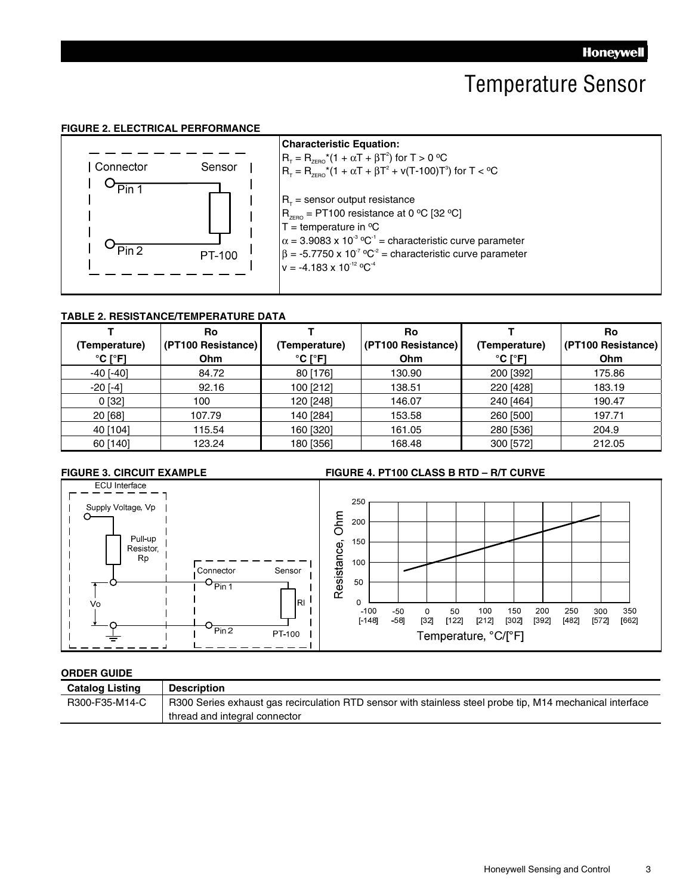## Temperature Sensor

### FIGURE 2. ELECTRICAL PERFORMANCE

Connector Sensor
Pin 1
Pin 2 PT-100

**Characteristic Equation:**

$R_T = R_{ZERO}*(1 + \alpha T + \beta T^2)$ for T > 0 ºC
$R_T = R_{ZERO}*(1 + \alpha T + \beta T^2 + v(T-100)T^3)$ for T < ºC

$R_T$ = sensor output resistance
$R_{ZERO}$ = PT100 resistance at 0 ºC [32 ºC]
T = temperature in ºC
$\alpha = 3.9083 \times 10^{-3}$ ºC$^{-1}$ = characteristic curve parameter
$\beta = -5.7750 \times 10^{-7}$ ºC$^{-2}$ = characteristic curve parameter
$v = -4.183 \times 10^{-12}$ ºC$^{-4}$

### TABLE 2. RESISTANCE/TEMPERATURE DATA

| T (Temperature) °C [°F] | Ro (PT100 Resistance) Ohm | T (Temperature) °C [°F] | Ro (PT100 Resistance) Ohm | T (Temperature) °C [°F] | Ro (PT100 Resistance) Ohm |
|---|---|---|---|---|---|
| -40 [-40] | 84.72 | 80 [176] | 130.90 | 200 [392] | 175.86 |
| -20 [-4] | 92.16 | 100 [212] | 138.51 | 220 [428] | 183.19 |
| 0 [32] | 100 | 120 [248] | 146.07 | 240 [464] | 190.47 |
| 20 [68] | 107.79 | 140 [284] | 153.58 | 260 [500] | 197.71 |
| 40 [104] | 115.54 | 160 [320] | 161.05 | 280 [536] | 204.9 |
| 60 [140] | 123.24 | 180 [356] | 168.48 | 300 [572] | 212.05 |

### FIGURE 3. CIRCUIT EXAMPLE

ECU Interface
Supply Voltage, Vp
Pull-up Resistor, Rp
Vo
Connector Sensor
Pin 1
Pin 2
Rl
PT-100

### FIGURE 4. PT100 CLASS B RTD – R/T CURVE

Resistance, Ohm
Temperature, °C/[°F]

### ORDER GUIDE

| Catalog Listing | Description |
|---|---|
| R300-F35-M14-C | R300 Series exhaust gas recirculation RTD sensor with stainless steel probe tip, M14 mechanical interface thread and integral connector |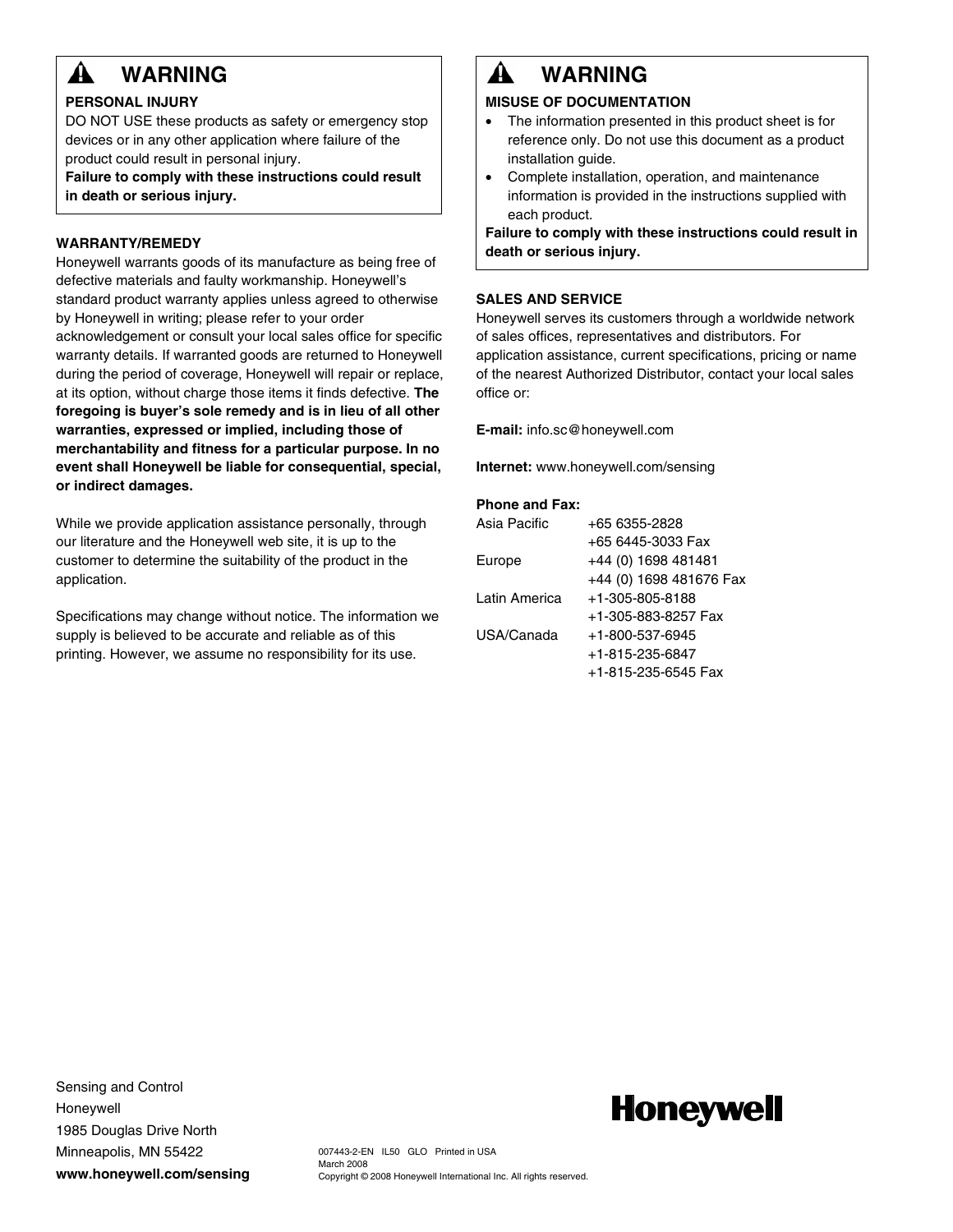## ⚠ WARNING

**PERSONAL INJURY**

DO NOT USE these products as safety or emergency stop devices or in any other application where failure of the product could result in personal injury.

**Failure to comply with these instructions could result in death or serious injury.**

**WARRANTY/REMEDY**

Honeywell warrants goods of its manufacture as being free of defective materials and faulty workmanship. Honeywell's standard product warranty applies unless agreed to otherwise by Honeywell in writing; please refer to your order acknowledgement or consult your local sales office for specific warranty details. If warranted goods are returned to Honeywell during the period of coverage, Honeywell will repair or replace, at its option, without charge those items it finds defective. **The foregoing is buyer's sole remedy and is in lieu of all other warranties, expressed or implied, including those of merchantability and fitness for a particular purpose. In no event shall Honeywell be liable for consequential, special, or indirect damages.**

While we provide application assistance personally, through our literature and the Honeywell web site, it is up to the customer to determine the suitability of the product in the application.

Specifications may change without notice. The information we supply is believed to be accurate and reliable as of this printing. However, we assume no responsibility for its use.

## ⚠ WARNING

**MISUSE OF DOCUMENTATION**

- The information presented in this product sheet is for reference only. Do not use this document as a product installation guide.
- Complete installation, operation, and maintenance information is provided in the instructions supplied with each product.

**Failure to comply with these instructions could result in death or serious injury.**

**SALES AND SERVICE**

Honeywell serves its customers through a worldwide network of sales offices, representatives and distributors. For application assistance, current specifications, pricing or name of the nearest Authorized Distributor, contact your local sales office or:

**E-mail:** info.sc@honeywell.com

**Internet:** www.honeywell.com/sensing

**Phone and Fax:**

| | |
|---|---|
| Asia Pacific | +65 6355-2828 |
| | +65 6445-3033 Fax |
| Europe | +44 (0) 1698 481481 |
| | +44 (0) 1698 481676 Fax |
| Latin America | +1-305-805-8188 |
| | +1-305-883-8257 Fax |
| USA/Canada | +1-800-537-6945 |
| | +1-815-235-6847 |
| | +1-815-235-6545 Fax |

Sensing and Control
Honeywell
1985 Douglas Drive North
Minneapolis, MN 55422
**www.honeywell.com/sensing**

007443-2-EN IL50 GLO Printed in USA
March 2008
Copyright © 2008 Honeywell International Inc. All rights reserved.

**Honeywell**